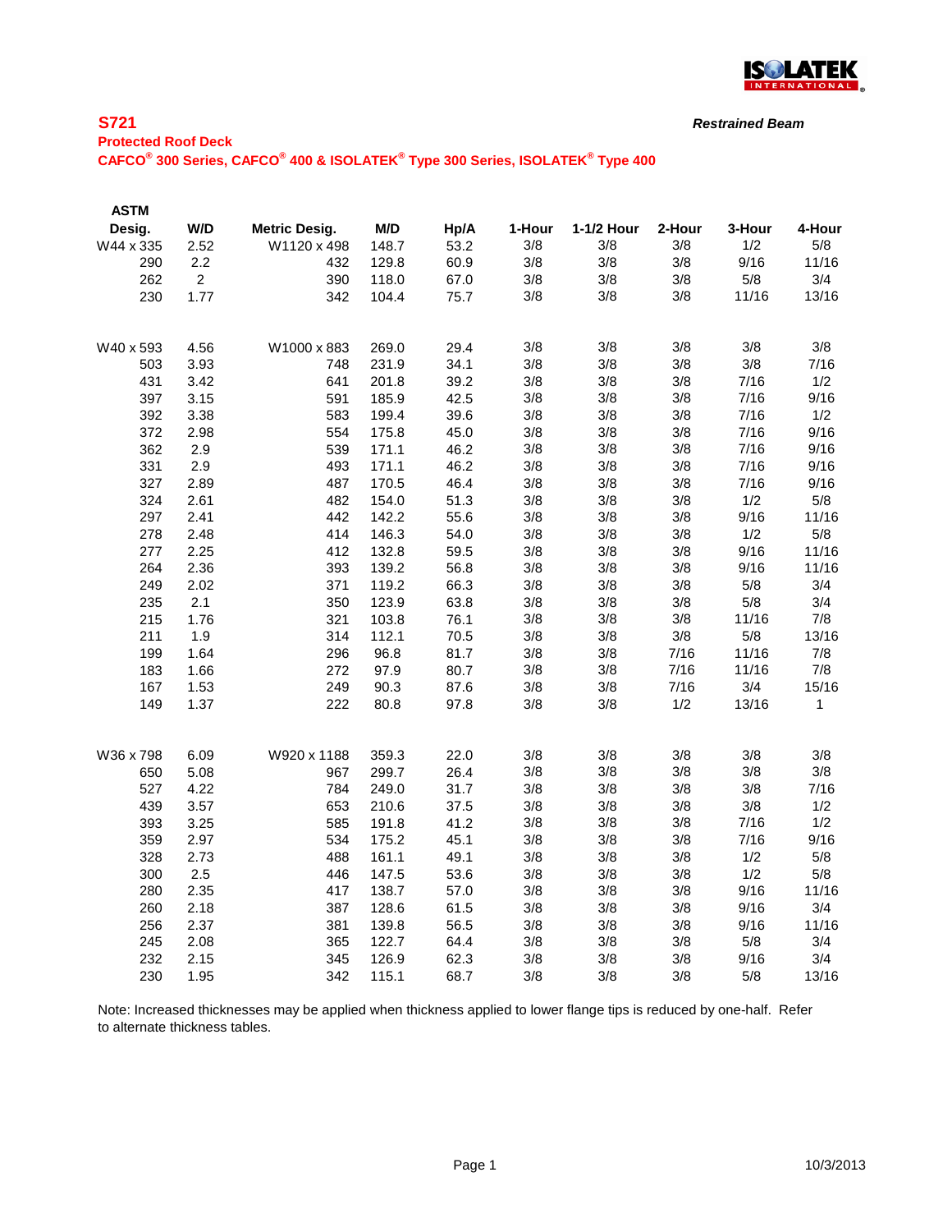# S721

*Restrained Beam*

**Protected Roof Deck**

**CAFCO® 300 Series, CAFCO® 400 & ISOLATEK® Type 300 Series, ISOLATEK® Type 400**

| ASTM Desig. | W/D | Metric Desig. | M/D | Hp/A | 1-Hour | 1-1/2 Hour | 2-Hour | 3-Hour | 4-Hour |
|---|---|---|---|---|---|---|---|---|---|
| W44 x 335 | 2.52 | W1120 x 498 | 148.7 | 53.2 | 3/8 | 3/8 | 3/8 | 1/2 | 5/8 |
| 290 | 2.2 | 432 | 129.8 | 60.9 | 3/8 | 3/8 | 3/8 | 9/16 | 11/16 |
| 262 | 2 | 390 | 118.0 | 67.0 | 3/8 | 3/8 | 3/8 | 5/8 | 3/4 |
| 230 | 1.77 | 342 | 104.4 | 75.7 | 3/8 | 3/8 | 3/8 | 11/16 | 13/16 |
| | | | | | | | | | |
| W40 x 593 | 4.56 | W1000 x 883 | 269.0 | 29.4 | 3/8 | 3/8 | 3/8 | 3/8 | 3/8 |
| 503 | 3.93 | 748 | 231.9 | 34.1 | 3/8 | 3/8 | 3/8 | 3/8 | 7/16 |
| 431 | 3.42 | 641 | 201.8 | 39.2 | 3/8 | 3/8 | 3/8 | 7/16 | 1/2 |
| 397 | 3.15 | 591 | 185.9 | 42.5 | 3/8 | 3/8 | 3/8 | 7/16 | 9/16 |
| 392 | 3.38 | 583 | 199.4 | 39.6 | 3/8 | 3/8 | 3/8 | 7/16 | 1/2 |
| 372 | 2.98 | 554 | 175.8 | 45.0 | 3/8 | 3/8 | 3/8 | 7/16 | 9/16 |
| 362 | 2.9 | 539 | 171.1 | 46.2 | 3/8 | 3/8 | 3/8 | 7/16 | 9/16 |
| 331 | 2.9 | 493 | 171.1 | 46.2 | 3/8 | 3/8 | 3/8 | 7/16 | 9/16 |
| 327 | 2.89 | 487 | 170.5 | 46.4 | 3/8 | 3/8 | 3/8 | 7/16 | 9/16 |
| 324 | 2.61 | 482 | 154.0 | 51.3 | 3/8 | 3/8 | 3/8 | 1/2 | 5/8 |
| 297 | 2.41 | 442 | 142.2 | 55.6 | 3/8 | 3/8 | 3/8 | 9/16 | 11/16 |
| 278 | 2.48 | 414 | 146.3 | 54.0 | 3/8 | 3/8 | 3/8 | 1/2 | 5/8 |
| 277 | 2.25 | 412 | 132.8 | 59.5 | 3/8 | 3/8 | 3/8 | 9/16 | 11/16 |
| 264 | 2.36 | 393 | 139.2 | 56.8 | 3/8 | 3/8 | 3/8 | 9/16 | 11/16 |
| 249 | 2.02 | 371 | 119.2 | 66.3 | 3/8 | 3/8 | 3/8 | 5/8 | 3/4 |
| 235 | 2.1 | 350 | 123.9 | 63.8 | 3/8 | 3/8 | 3/8 | 5/8 | 3/4 |
| 215 | 1.76 | 321 | 103.8 | 76.1 | 3/8 | 3/8 | 3/8 | 11/16 | 7/8 |
| 211 | 1.9 | 314 | 112.1 | 70.5 | 3/8 | 3/8 | 3/8 | 5/8 | 13/16 |
| 199 | 1.64 | 296 | 96.8 | 81.7 | 3/8 | 3/8 | 7/16 | 11/16 | 7/8 |
| 183 | 1.66 | 272 | 97.9 | 80.7 | 3/8 | 3/8 | 7/16 | 11/16 | 7/8 |
| 167 | 1.53 | 249 | 90.3 | 87.6 | 3/8 | 3/8 | 7/16 | 3/4 | 15/16 |
| 149 | 1.37 | 222 | 80.8 | 97.8 | 3/8 | 3/8 | 1/2 | 13/16 | 1 |
| | | | | | | | | | |
| W36 x 798 | 6.09 | W920 x 1188 | 359.3 | 22.0 | 3/8 | 3/8 | 3/8 | 3/8 | 3/8 |
| 650 | 5.08 | 967 | 299.7 | 26.4 | 3/8 | 3/8 | 3/8 | 3/8 | 3/8 |
| 527 | 4.22 | 784 | 249.0 | 31.7 | 3/8 | 3/8 | 3/8 | 3/8 | 7/16 |
| 439 | 3.57 | 653 | 210.6 | 37.5 | 3/8 | 3/8 | 3/8 | 3/8 | 1/2 |
| 393 | 3.25 | 585 | 191.8 | 41.2 | 3/8 | 3/8 | 3/8 | 7/16 | 1/2 |
| 359 | 2.97 | 534 | 175.2 | 45.1 | 3/8 | 3/8 | 3/8 | 7/16 | 9/16 |
| 328 | 2.73 | 488 | 161.1 | 49.1 | 3/8 | 3/8 | 3/8 | 1/2 | 5/8 |
| 300 | 2.5 | 446 | 147.5 | 53.6 | 3/8 | 3/8 | 3/8 | 1/2 | 5/8 |
| 280 | 2.35 | 417 | 138.7 | 57.0 | 3/8 | 3/8 | 3/8 | 9/16 | 11/16 |
| 260 | 2.18 | 387 | 128.6 | 61.5 | 3/8 | 3/8 | 3/8 | 9/16 | 3/4 |
| 256 | 2.37 | 381 | 139.8 | 56.5 | 3/8 | 3/8 | 3/8 | 9/16 | 11/16 |
| 245 | 2.08 | 365 | 122.7 | 64.4 | 3/8 | 3/8 | 3/8 | 5/8 | 3/4 |
| 232 | 2.15 | 345 | 126.9 | 62.3 | 3/8 | 3/8 | 3/8 | 9/16 | 3/4 |
| 230 | 1.95 | 342 | 115.1 | 68.7 | 3/8 | 3/8 | 3/8 | 5/8 | 13/16 |

Note: Increased thicknesses may be applied when thickness applied to lower flange tips is reduced by one-half. Refer to alternate thickness tables.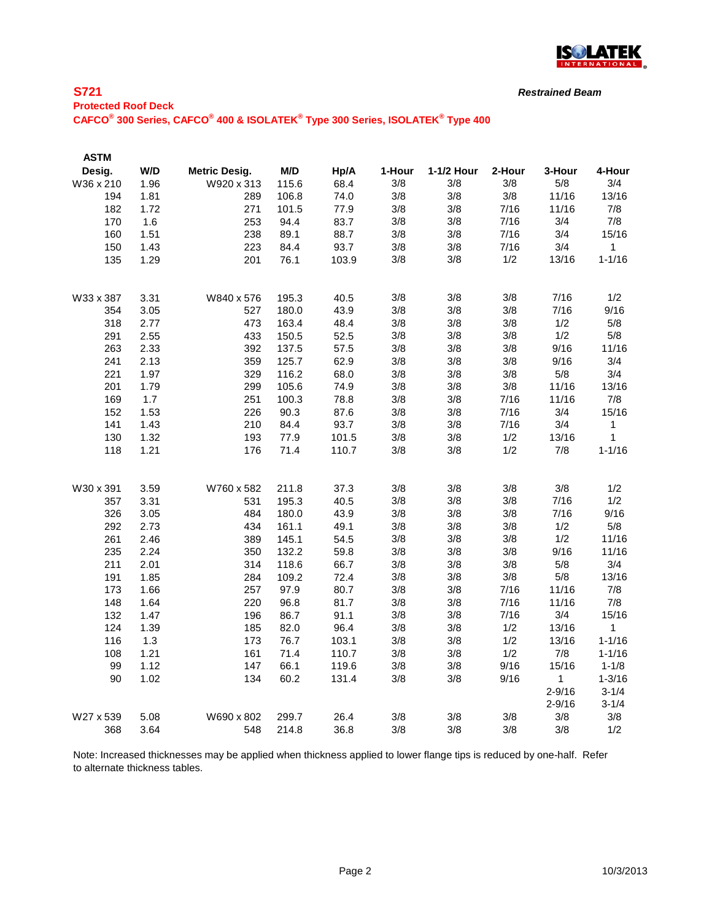**S721**

*Restrained Beam*

**Protected Roof Deck**

**CAFCO® 300 Series, CAFCO® 400 & ISOLATEK® Type 300 Series, ISOLATEK® Type 400**

| ASTM Desig. | W/D | Metric Desig. | M/D | Hp/A | 1-Hour | 1-1/2 Hour | 2-Hour | 3-Hour | 4-Hour |
|---|---|---|---|---|---|---|---|---|---|
| W36 x 210 | 1.96 | W920 x 313 | 115.6 | 68.4 | 3/8 | 3/8 | 3/8 | 5/8 | 3/4 |
| 194 | 1.81 | 289 | 106.8 | 74.0 | 3/8 | 3/8 | 3/8 | 11/16 | 13/16 |
| 182 | 1.72 | 271 | 101.5 | 77.9 | 3/8 | 3/8 | 7/16 | 11/16 | 7/8 |
| 170 | 1.6 | 253 | 94.4 | 83.7 | 3/8 | 3/8 | 7/16 | 3/4 | 7/8 |
| 160 | 1.51 | 238 | 89.1 | 88.7 | 3/8 | 3/8 | 7/16 | 3/4 | 15/16 |
| 150 | 1.43 | 223 | 84.4 | 93.7 | 3/8 | 3/8 | 7/16 | 3/4 | 1 |
| 135 | 1.29 | 201 | 76.1 | 103.9 | 3/8 | 3/8 | 1/2 | 13/16 | 1-1/16 |
| | | | | | | | | | |
| W33 x 387 | 3.31 | W840 x 576 | 195.3 | 40.5 | 3/8 | 3/8 | 3/8 | 7/16 | 1/2 |
| 354 | 3.05 | 527 | 180.0 | 43.9 | 3/8 | 3/8 | 3/8 | 7/16 | 9/16 |
| 318 | 2.77 | 473 | 163.4 | 48.4 | 3/8 | 3/8 | 3/8 | 1/2 | 5/8 |
| 291 | 2.55 | 433 | 150.5 | 52.5 | 3/8 | 3/8 | 3/8 | 1/2 | 5/8 |
| 263 | 2.33 | 392 | 137.5 | 57.5 | 3/8 | 3/8 | 3/8 | 9/16 | 11/16 |
| 241 | 2.13 | 359 | 125.7 | 62.9 | 3/8 | 3/8 | 3/8 | 9/16 | 3/4 |
| 221 | 1.97 | 329 | 116.2 | 68.0 | 3/8 | 3/8 | 3/8 | 5/8 | 3/4 |
| 201 | 1.79 | 299 | 105.6 | 74.9 | 3/8 | 3/8 | 3/8 | 11/16 | 13/16 |
| 169 | 1.7 | 251 | 100.3 | 78.8 | 3/8 | 3/8 | 7/16 | 11/16 | 7/8 |
| 152 | 1.53 | 226 | 90.3 | 87.6 | 3/8 | 3/8 | 7/16 | 3/4 | 15/16 |
| 141 | 1.43 | 210 | 84.4 | 93.7 | 3/8 | 3/8 | 7/16 | 3/4 | 1 |
| 130 | 1.32 | 193 | 77.9 | 101.5 | 3/8 | 3/8 | 1/2 | 13/16 | 1 |
| 118 | 1.21 | 176 | 71.4 | 110.7 | 3/8 | 3/8 | 1/2 | 7/8 | 1-1/16 |
| | | | | | | | | | |
| W30 x 391 | 3.59 | W760 x 582 | 211.8 | 37.3 | 3/8 | 3/8 | 3/8 | 3/8 | 1/2 |
| 357 | 3.31 | 531 | 195.3 | 40.5 | 3/8 | 3/8 | 3/8 | 7/16 | 1/2 |
| 326 | 3.05 | 484 | 180.0 | 43.9 | 3/8 | 3/8 | 3/8 | 7/16 | 9/16 |
| 292 | 2.73 | 434 | 161.1 | 49.1 | 3/8 | 3/8 | 3/8 | 1/2 | 5/8 |
| 261 | 2.46 | 389 | 145.1 | 54.5 | 3/8 | 3/8 | 3/8 | 1/2 | 11/16 |
| 235 | 2.24 | 350 | 132.2 | 59.8 | 3/8 | 3/8 | 3/8 | 9/16 | 11/16 |
| 211 | 2.01 | 314 | 118.6 | 66.7 | 3/8 | 3/8 | 3/8 | 5/8 | 3/4 |
| 191 | 1.85 | 284 | 109.2 | 72.4 | 3/8 | 3/8 | 3/8 | 5/8 | 13/16 |
| 173 | 1.66 | 257 | 97.9 | 80.7 | 3/8 | 3/8 | 7/16 | 11/16 | 7/8 |
| 148 | 1.64 | 220 | 96.8 | 81.7 | 3/8 | 3/8 | 7/16 | 11/16 | 7/8 |
| 132 | 1.47 | 196 | 86.7 | 91.1 | 3/8 | 3/8 | 7/16 | 3/4 | 15/16 |
| 124 | 1.39 | 185 | 82.0 | 96.4 | 3/8 | 3/8 | 1/2 | 13/16 | 1 |
| 116 | 1.3 | 173 | 76.7 | 103.1 | 3/8 | 3/8 | 1/2 | 13/16 | 1-1/16 |
| 108 | 1.21 | 161 | 71.4 | 110.7 | 3/8 | 3/8 | 1/2 | 7/8 | 1-1/16 |
| 99 | 1.12 | 147 | 66.1 | 119.6 | 3/8 | 3/8 | 9/16 | 15/16 | 1-1/8 |
| 90 | 1.02 | 134 | 60.2 | 131.4 | 3/8 | 3/8 | 9/16 | 1 | 1-3/16 |
| | | | | | | | | 2-9/16 | 3-1/4 |
| | | | | | | | | 2-9/16 | 3-1/4 |
| W27 x 539 | 5.08 | W690 x 802 | 299.7 | 26.4 | 3/8 | 3/8 | 3/8 | 3/8 | 3/8 |
| 368 | 3.64 | 548 | 214.8 | 36.8 | 3/8 | 3/8 | 3/8 | 3/8 | 1/2 |

Note: Increased thicknesses may be applied when thickness applied to lower flange tips is reduced by one-half. Refer to alternate thickness tables.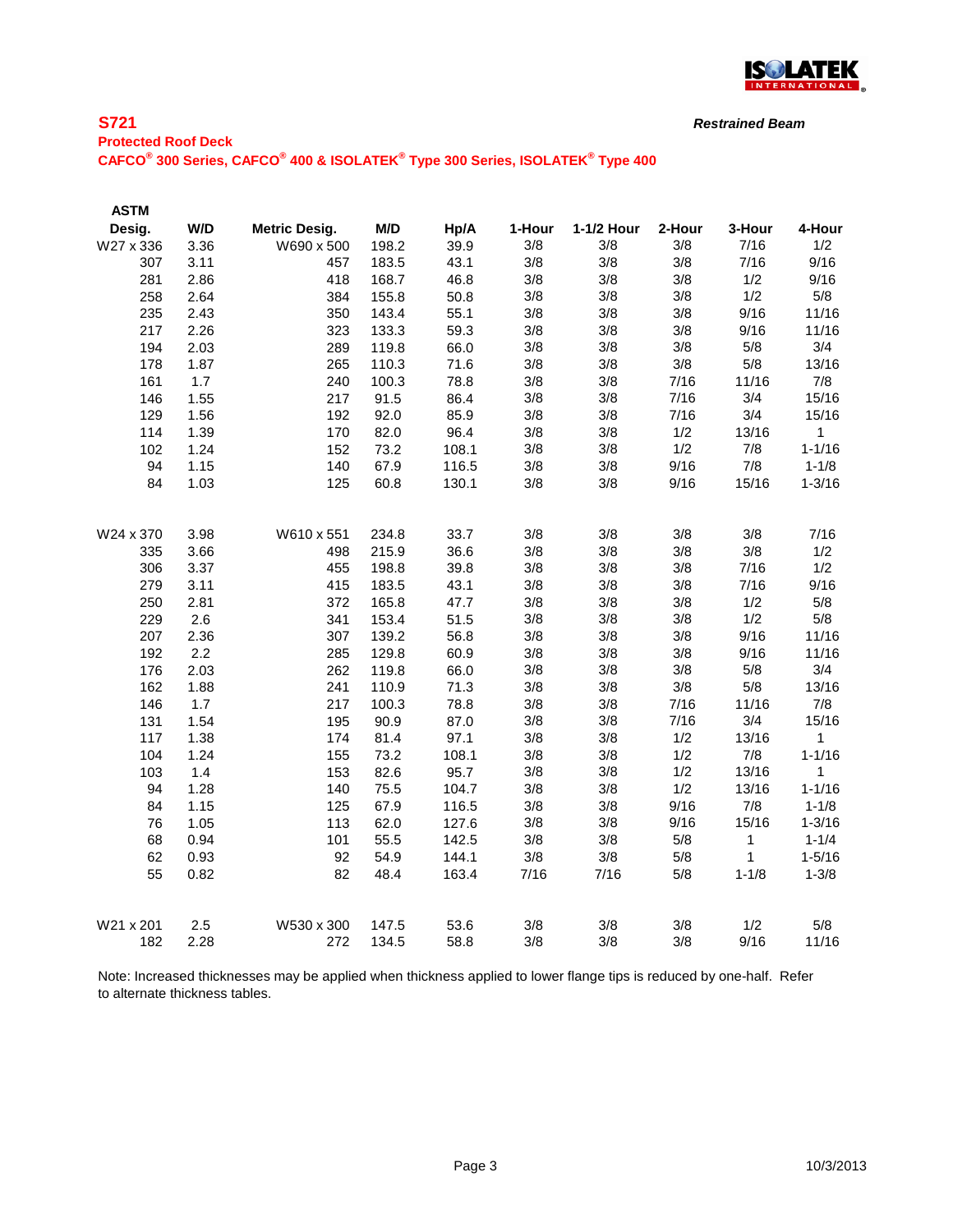## S721

*Restrained Beam*

### Protected Roof Deck

### CAFCO® 300 Series, CAFCO® 400 & ISOLATEK® Type 300 Series, ISOLATEK® Type 400

| ASTM Desig. | W/D | Metric Desig. | M/D | Hp/A | 1-Hour | 1-1/2 Hour | 2-Hour | 3-Hour | 4-Hour |
|---|---|---|---|---|---|---|---|---|---|
| W27 x 336 | 3.36 | W690 x 500 | 198.2 | 39.9 | 3/8 | 3/8 | 3/8 | 7/16 | 1/2 |
| 307 | 3.11 | 457 | 183.5 | 43.1 | 3/8 | 3/8 | 3/8 | 7/16 | 9/16 |
| 281 | 2.86 | 418 | 168.7 | 46.8 | 3/8 | 3/8 | 3/8 | 1/2 | 9/16 |
| 258 | 2.64 | 384 | 155.8 | 50.8 | 3/8 | 3/8 | 3/8 | 1/2 | 5/8 |
| 235 | 2.43 | 350 | 143.4 | 55.1 | 3/8 | 3/8 | 3/8 | 9/16 | 11/16 |
| 217 | 2.26 | 323 | 133.3 | 59.3 | 3/8 | 3/8 | 3/8 | 9/16 | 11/16 |
| 194 | 2.03 | 289 | 119.8 | 66.0 | 3/8 | 3/8 | 3/8 | 5/8 | 3/4 |
| 178 | 1.87 | 265 | 110.3 | 71.6 | 3/8 | 3/8 | 3/8 | 5/8 | 13/16 |
| 161 | 1.7 | 240 | 100.3 | 78.8 | 3/8 | 3/8 | 7/16 | 11/16 | 7/8 |
| 146 | 1.55 | 217 | 91.5 | 86.4 | 3/8 | 3/8 | 7/16 | 3/4 | 15/16 |
| 129 | 1.56 | 192 | 92.0 | 85.9 | 3/8 | 3/8 | 7/16 | 3/4 | 15/16 |
| 114 | 1.39 | 170 | 82.0 | 96.4 | 3/8 | 3/8 | 1/2 | 13/16 | 1 |
| 102 | 1.24 | 152 | 73.2 | 108.1 | 3/8 | 3/8 | 1/2 | 7/8 | 1-1/16 |
| 94 | 1.15 | 140 | 67.9 | 116.5 | 3/8 | 3/8 | 9/16 | 7/8 | 1-1/8 |
| 84 | 1.03 | 125 | 60.8 | 130.1 | 3/8 | 3/8 | 9/16 | 15/16 | 1-3/16 |
| W24 x 370 | 3.98 | W610 x 551 | 234.8 | 33.7 | 3/8 | 3/8 | 3/8 | 3/8 | 7/16 |
| 335 | 3.66 | 498 | 215.9 | 36.6 | 3/8 | 3/8 | 3/8 | 3/8 | 1/2 |
| 306 | 3.37 | 455 | 198.8 | 39.8 | 3/8 | 3/8 | 3/8 | 7/16 | 1/2 |
| 279 | 3.11 | 415 | 183.5 | 43.1 | 3/8 | 3/8 | 3/8 | 7/16 | 9/16 |
| 250 | 2.81 | 372 | 165.8 | 47.7 | 3/8 | 3/8 | 3/8 | 1/2 | 5/8 |
| 229 | 2.6 | 341 | 153.4 | 51.5 | 3/8 | 3/8 | 3/8 | 1/2 | 5/8 |
| 207 | 2.36 | 307 | 139.2 | 56.8 | 3/8 | 3/8 | 3/8 | 9/16 | 11/16 |
| 192 | 2.2 | 285 | 129.8 | 60.9 | 3/8 | 3/8 | 3/8 | 9/16 | 11/16 |
| 176 | 2.03 | 262 | 119.8 | 66.0 | 3/8 | 3/8 | 3/8 | 5/8 | 3/4 |
| 162 | 1.88 | 241 | 110.9 | 71.3 | 3/8 | 3/8 | 3/8 | 5/8 | 13/16 |
| 146 | 1.7 | 217 | 100.3 | 78.8 | 3/8 | 3/8 | 7/16 | 11/16 | 7/8 |
| 131 | 1.54 | 195 | 90.9 | 87.0 | 3/8 | 3/8 | 7/16 | 3/4 | 15/16 |
| 117 | 1.38 | 174 | 81.4 | 97.1 | 3/8 | 3/8 | 1/2 | 13/16 | 1 |
| 104 | 1.24 | 155 | 73.2 | 108.1 | 3/8 | 3/8 | 1/2 | 7/8 | 1-1/16 |
| 103 | 1.4 | 153 | 82.6 | 95.7 | 3/8 | 3/8 | 1/2 | 13/16 | 1 |
| 94 | 1.28 | 140 | 75.5 | 104.7 | 3/8 | 3/8 | 1/2 | 13/16 | 1-1/16 |
| 84 | 1.15 | 125 | 67.9 | 116.5 | 3/8 | 3/8 | 9/16 | 7/8 | 1-1/8 |
| 76 | 1.05 | 113 | 62.0 | 127.6 | 3/8 | 3/8 | 9/16 | 15/16 | 1-3/16 |
| 68 | 0.94 | 101 | 55.5 | 142.5 | 3/8 | 3/8 | 5/8 | 1 | 1-1/4 |
| 62 | 0.93 | 92 | 54.9 | 144.1 | 3/8 | 3/8 | 5/8 | 1 | 1-5/16 |
| 55 | 0.82 | 82 | 48.4 | 163.4 | 7/16 | 7/16 | 5/8 | 1-1/8 | 1-3/8 |
| W21 x 201 | 2.5 | W530 x 300 | 147.5 | 53.6 | 3/8 | 3/8 | 3/8 | 1/2 | 5/8 |
| 182 | 2.28 | 272 | 134.5 | 58.8 | 3/8 | 3/8 | 3/8 | 9/16 | 11/16 |

Note: Increased thicknesses may be applied when thickness applied to lower flange tips is reduced by one-half. Refer to alternate thickness tables.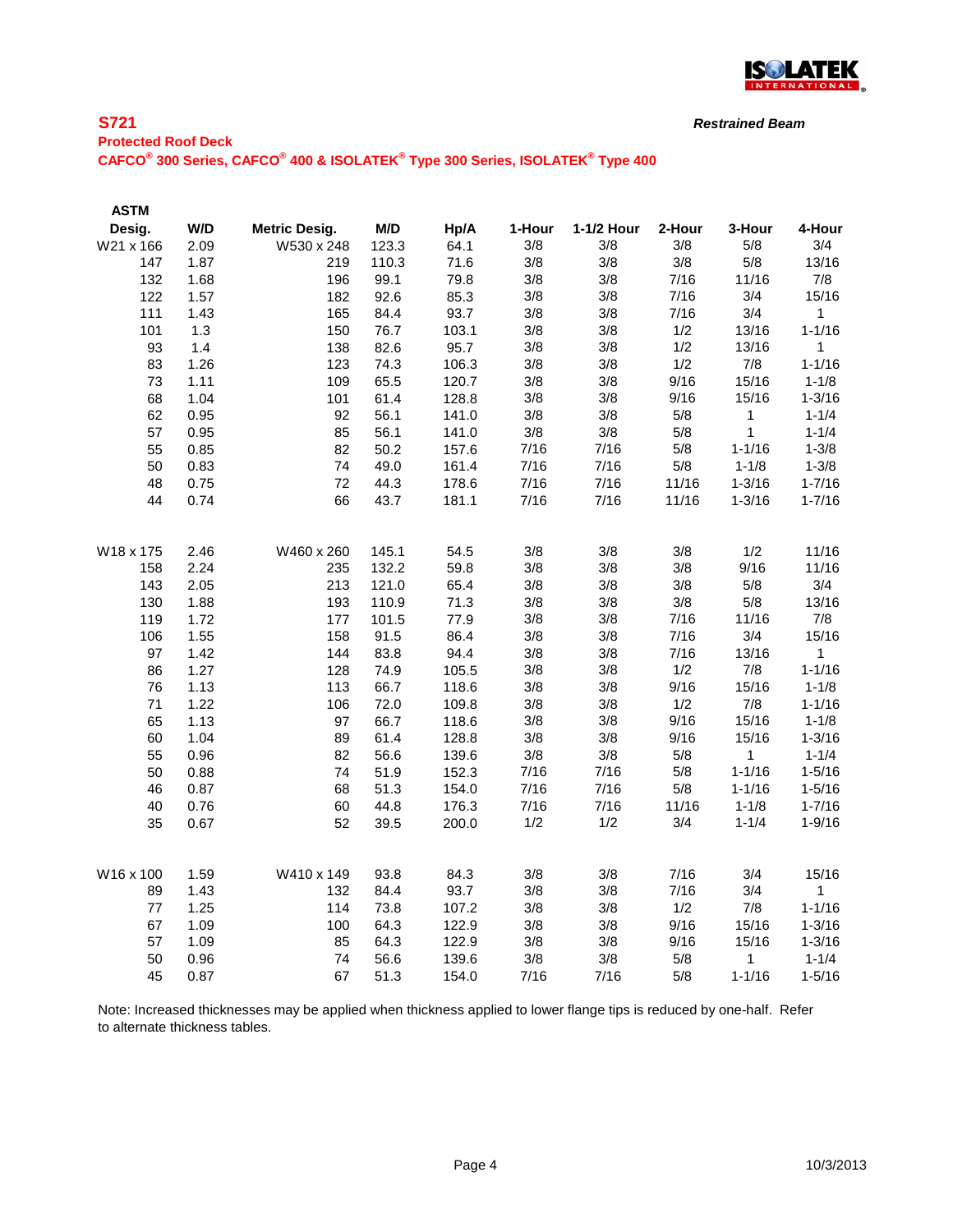## S721

*Restrained Beam*

**Protected Roof Deck**

**CAFCO® 300 Series, CAFCO® 400 & ISOLATEK® Type 300 Series, ISOLATEK® Type 400**

| ASTM Desig. | W/D | Metric Desig. | M/D | Hp/A | 1-Hour | 1-1/2 Hour | 2-Hour | 3-Hour | 4-Hour |
|---|---|---|---|---|---|---|---|---|---|
| W21 x 166 | 2.09 | W530 x 248 | 123.3 | 64.1 | 3/8 | 3/8 | 3/8 | 5/8 | 3/4 |
| 147 | 1.87 | 219 | 110.3 | 71.6 | 3/8 | 3/8 | 3/8 | 5/8 | 13/16 |
| 132 | 1.68 | 196 | 99.1 | 79.8 | 3/8 | 3/8 | 7/16 | 11/16 | 7/8 |
| 122 | 1.57 | 182 | 92.6 | 85.3 | 3/8 | 3/8 | 7/16 | 3/4 | 15/16 |
| 111 | 1.43 | 165 | 84.4 | 93.7 | 3/8 | 3/8 | 7/16 | 3/4 | 1 |
| 101 | 1.3 | 150 | 76.7 | 103.1 | 3/8 | 3/8 | 1/2 | 13/16 | 1-1/16 |
| 93 | 1.4 | 138 | 82.6 | 95.7 | 3/8 | 3/8 | 1/2 | 13/16 | 1 |
| 83 | 1.26 | 123 | 74.3 | 106.3 | 3/8 | 3/8 | 1/2 | 7/8 | 1-1/16 |
| 73 | 1.11 | 109 | 65.5 | 120.7 | 3/8 | 3/8 | 9/16 | 15/16 | 1-1/8 |
| 68 | 1.04 | 101 | 61.4 | 128.8 | 3/8 | 3/8 | 9/16 | 15/16 | 1-3/16 |
| 62 | 0.95 | 92 | 56.1 | 141.0 | 3/8 | 3/8 | 5/8 | 1 | 1-1/4 |
| 57 | 0.95 | 85 | 56.1 | 141.0 | 3/8 | 3/8 | 5/8 | 1 | 1-1/4 |
| 55 | 0.85 | 82 | 50.2 | 157.6 | 7/16 | 7/16 | 5/8 | 1-1/16 | 1-3/8 |
| 50 | 0.83 | 74 | 49.0 | 161.4 | 7/16 | 7/16 | 5/8 | 1-1/8 | 1-3/8 |
| 48 | 0.75 | 72 | 44.3 | 178.6 | 7/16 | 7/16 | 11/16 | 1-3/16 | 1-7/16 |
| 44 | 0.74 | 66 | 43.7 | 181.1 | 7/16 | 7/16 | 11/16 | 1-3/16 | 1-7/16 |
| | | | | | | | | | |
| W18 x 175 | 2.46 | W460 x 260 | 145.1 | 54.5 | 3/8 | 3/8 | 3/8 | 1/2 | 11/16 |
| 158 | 2.24 | 235 | 132.2 | 59.8 | 3/8 | 3/8 | 3/8 | 9/16 | 11/16 |
| 143 | 2.05 | 213 | 121.0 | 65.4 | 3/8 | 3/8 | 3/8 | 5/8 | 3/4 |
| 130 | 1.88 | 193 | 110.9 | 71.3 | 3/8 | 3/8 | 3/8 | 5/8 | 13/16 |
| 119 | 1.72 | 177 | 101.5 | 77.9 | 3/8 | 3/8 | 7/16 | 11/16 | 7/8 |
| 106 | 1.55 | 158 | 91.5 | 86.4 | 3/8 | 3/8 | 7/16 | 3/4 | 15/16 |
| 97 | 1.42 | 144 | 83.8 | 94.4 | 3/8 | 3/8 | 7/16 | 13/16 | 1 |
| 86 | 1.27 | 128 | 74.9 | 105.5 | 3/8 | 3/8 | 1/2 | 7/8 | 1-1/16 |
| 76 | 1.13 | 113 | 66.7 | 118.6 | 3/8 | 3/8 | 9/16 | 15/16 | 1-1/8 |
| 71 | 1.22 | 106 | 72.0 | 109.8 | 3/8 | 3/8 | 1/2 | 7/8 | 1-1/16 |
| 65 | 1.13 | 97 | 66.7 | 118.6 | 3/8 | 3/8 | 9/16 | 15/16 | 1-1/8 |
| 60 | 1.04 | 89 | 61.4 | 128.8 | 3/8 | 3/8 | 9/16 | 15/16 | 1-3/16 |
| 55 | 0.96 | 82 | 56.6 | 139.6 | 3/8 | 3/8 | 5/8 | 1 | 1-1/4 |
| 50 | 0.88 | 74 | 51.9 | 152.3 | 7/16 | 7/16 | 5/8 | 1-1/16 | 1-5/16 |
| 46 | 0.87 | 68 | 51.3 | 154.0 | 7/16 | 7/16 | 5/8 | 1-1/16 | 1-5/16 |
| 40 | 0.76 | 60 | 44.8 | 176.3 | 7/16 | 7/16 | 11/16 | 1-1/8 | 1-7/16 |
| 35 | 0.67 | 52 | 39.5 | 200.0 | 1/2 | 1/2 | 3/4 | 1-1/4 | 1-9/16 |
| | | | | | | | | | |
| W16 x 100 | 1.59 | W410 x 149 | 93.8 | 84.3 | 3/8 | 3/8 | 7/16 | 3/4 | 15/16 |
| 89 | 1.43 | 132 | 84.4 | 93.7 | 3/8 | 3/8 | 7/16 | 3/4 | 1 |
| 77 | 1.25 | 114 | 73.8 | 107.2 | 3/8 | 3/8 | 1/2 | 7/8 | 1-1/16 |
| 67 | 1.09 | 100 | 64.3 | 122.9 | 3/8 | 3/8 | 9/16 | 15/16 | 1-3/16 |
| 57 | 1.09 | 85 | 64.3 | 122.9 | 3/8 | 3/8 | 9/16 | 15/16 | 1-3/16 |
| 50 | 0.96 | 74 | 56.6 | 139.6 | 3/8 | 3/8 | 5/8 | 1 | 1-1/4 |
| 45 | 0.87 | 67 | 51.3 | 154.0 | 7/16 | 7/16 | 5/8 | 1-1/16 | 1-5/16 |

Note: Increased thicknesses may be applied when thickness applied to lower flange tips is reduced by one-half. Refer to alternate thickness tables.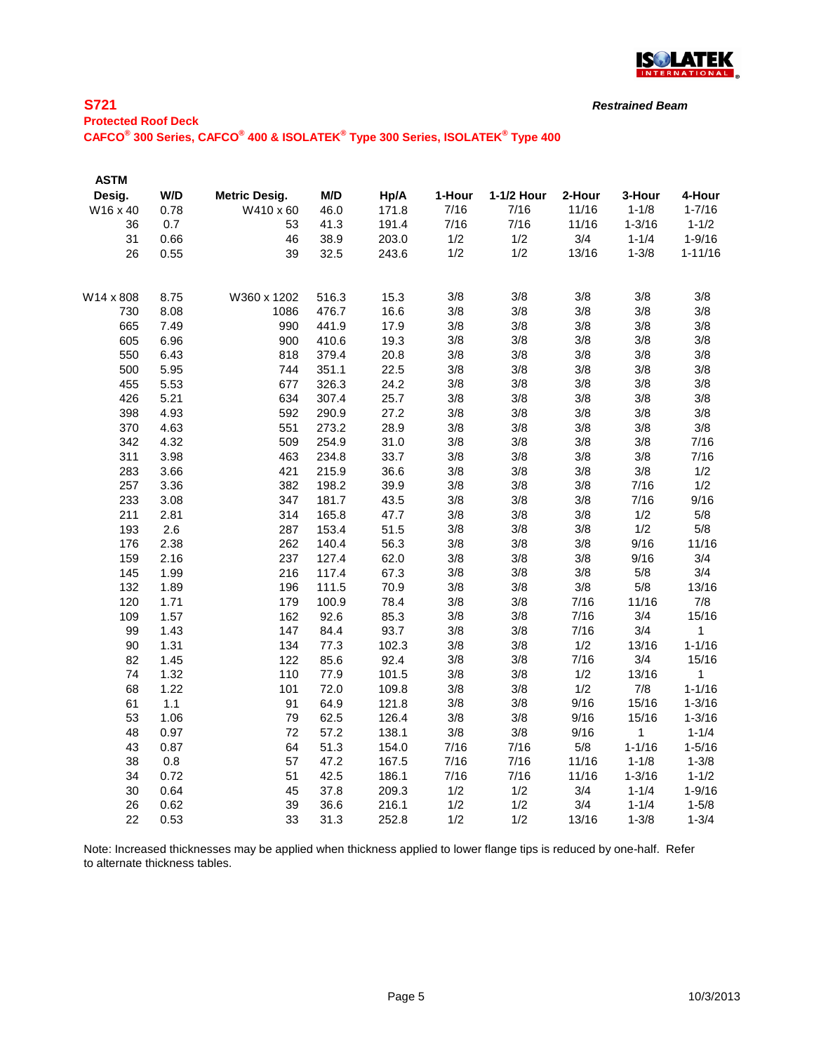## S721

**Restrained Beam**

**Protected Roof Deck**

**CAFCO® 300 Series, CAFCO® 400 & ISOLATEK® Type 300 Series, ISOLATEK® Type 400**

| ASTM Desig. | W/D | Metric Desig. | M/D | Hp/A | 1-Hour | 1-1/2 Hour | 2-Hour | 3-Hour | 4-Hour |
|---|---|---|---|---|---|---|---|---|---|
| W16 x 40 | 0.78 | W410 x 60 | 46.0 | 171.8 | 7/16 | 7/16 | 11/16 | 1-1/8 | 1-7/16 |
| 36 | 0.7 | 53 | 41.3 | 191.4 | 7/16 | 7/16 | 11/16 | 1-3/16 | 1-1/2 |
| 31 | 0.66 | 46 | 38.9 | 203.0 | 1/2 | 1/2 | 3/4 | 1-1/4 | 1-9/16 |
| 26 | 0.55 | 39 | 32.5 | 243.6 | 1/2 | 1/2 | 13/16 | 1-3/8 | 1-11/16 |
| | | | | | | | | | |
| W14 x 808 | 8.75 | W360 x 1202 | 516.3 | 15.3 | 3/8 | 3/8 | 3/8 | 3/8 | 3/8 |
| 730 | 8.08 | 1086 | 476.7 | 16.6 | 3/8 | 3/8 | 3/8 | 3/8 | 3/8 |
| 665 | 7.49 | 990 | 441.9 | 17.9 | 3/8 | 3/8 | 3/8 | 3/8 | 3/8 |
| 605 | 6.96 | 900 | 410.6 | 19.3 | 3/8 | 3/8 | 3/8 | 3/8 | 3/8 |
| 550 | 6.43 | 818 | 379.4 | 20.8 | 3/8 | 3/8 | 3/8 | 3/8 | 3/8 |
| 500 | 5.95 | 744 | 351.1 | 22.5 | 3/8 | 3/8 | 3/8 | 3/8 | 3/8 |
| 455 | 5.53 | 677 | 326.3 | 24.2 | 3/8 | 3/8 | 3/8 | 3/8 | 3/8 |
| 426 | 5.21 | 634 | 307.4 | 25.7 | 3/8 | 3/8 | 3/8 | 3/8 | 3/8 |
| 398 | 4.93 | 592 | 290.9 | 27.2 | 3/8 | 3/8 | 3/8 | 3/8 | 3/8 |
| 370 | 4.63 | 551 | 273.2 | 28.9 | 3/8 | 3/8 | 3/8 | 3/8 | 3/8 |
| 342 | 4.32 | 509 | 254.9 | 31.0 | 3/8 | 3/8 | 3/8 | 3/8 | 7/16 |
| 311 | 3.98 | 463 | 234.8 | 33.7 | 3/8 | 3/8 | 3/8 | 3/8 | 7/16 |
| 283 | 3.66 | 421 | 215.9 | 36.6 | 3/8 | 3/8 | 3/8 | 3/8 | 1/2 |
| 257 | 3.36 | 382 | 198.2 | 39.9 | 3/8 | 3/8 | 3/8 | 7/16 | 1/2 |
| 233 | 3.08 | 347 | 181.7 | 43.5 | 3/8 | 3/8 | 3/8 | 7/16 | 9/16 |
| 211 | 2.81 | 314 | 165.8 | 47.7 | 3/8 | 3/8 | 3/8 | 1/2 | 5/8 |
| 193 | 2.6 | 287 | 153.4 | 51.5 | 3/8 | 3/8 | 3/8 | 1/2 | 5/8 |
| 176 | 2.38 | 262 | 140.4 | 56.3 | 3/8 | 3/8 | 3/8 | 9/16 | 11/16 |
| 159 | 2.16 | 237 | 127.4 | 62.0 | 3/8 | 3/8 | 3/8 | 9/16 | 3/4 |
| 145 | 1.99 | 216 | 117.4 | 67.3 | 3/8 | 3/8 | 3/8 | 5/8 | 3/4 |
| 132 | 1.89 | 196 | 111.5 | 70.9 | 3/8 | 3/8 | 3/8 | 5/8 | 13/16 |
| 120 | 1.71 | 179 | 100.9 | 78.4 | 3/8 | 3/8 | 7/16 | 11/16 | 7/8 |
| 109 | 1.57 | 162 | 92.6 | 85.3 | 3/8 | 3/8 | 7/16 | 3/4 | 15/16 |
| 99 | 1.43 | 147 | 84.4 | 93.7 | 3/8 | 3/8 | 7/16 | 3/4 | 1 |
| 90 | 1.31 | 134 | 77.3 | 102.3 | 3/8 | 3/8 | 1/2 | 13/16 | 1-1/16 |
| 82 | 1.45 | 122 | 85.6 | 92.4 | 3/8 | 3/8 | 7/16 | 3/4 | 15/16 |
| 74 | 1.32 | 110 | 77.9 | 101.5 | 3/8 | 3/8 | 1/2 | 13/16 | 1 |
| 68 | 1.22 | 101 | 72.0 | 109.8 | 3/8 | 3/8 | 1/2 | 7/8 | 1-1/16 |
| 61 | 1.1 | 91 | 64.9 | 121.8 | 3/8 | 3/8 | 9/16 | 15/16 | 1-3/16 |
| 53 | 1.06 | 79 | 62.5 | 126.4 | 3/8 | 3/8 | 9/16 | 15/16 | 1-3/16 |
| 48 | 0.97 | 72 | 57.2 | 138.1 | 3/8 | 3/8 | 9/16 | 1 | 1-1/4 |
| 43 | 0.87 | 64 | 51.3 | 154.0 | 7/16 | 7/16 | 5/8 | 1-1/16 | 1-5/16 |
| 38 | 0.8 | 57 | 47.2 | 167.5 | 7/16 | 7/16 | 11/16 | 1-1/8 | 1-3/8 |
| 34 | 0.72 | 51 | 42.5 | 186.1 | 7/16 | 7/16 | 11/16 | 1-3/16 | 1-1/2 |
| 30 | 0.64 | 45 | 37.8 | 209.3 | 1/2 | 1/2 | 3/4 | 1-1/4 | 1-9/16 |
| 26 | 0.62 | 39 | 36.6 | 216.1 | 1/2 | 1/2 | 3/4 | 1-1/4 | 1-5/8 |
| 22 | 0.53 | 33 | 31.3 | 252.8 | 1/2 | 1/2 | 13/16 | 1-3/8 | 1-3/4 |

Note: Increased thicknesses may be applied when thickness applied to lower flange tips is reduced by one-half. Refer to alternate thickness tables.

10/3/2013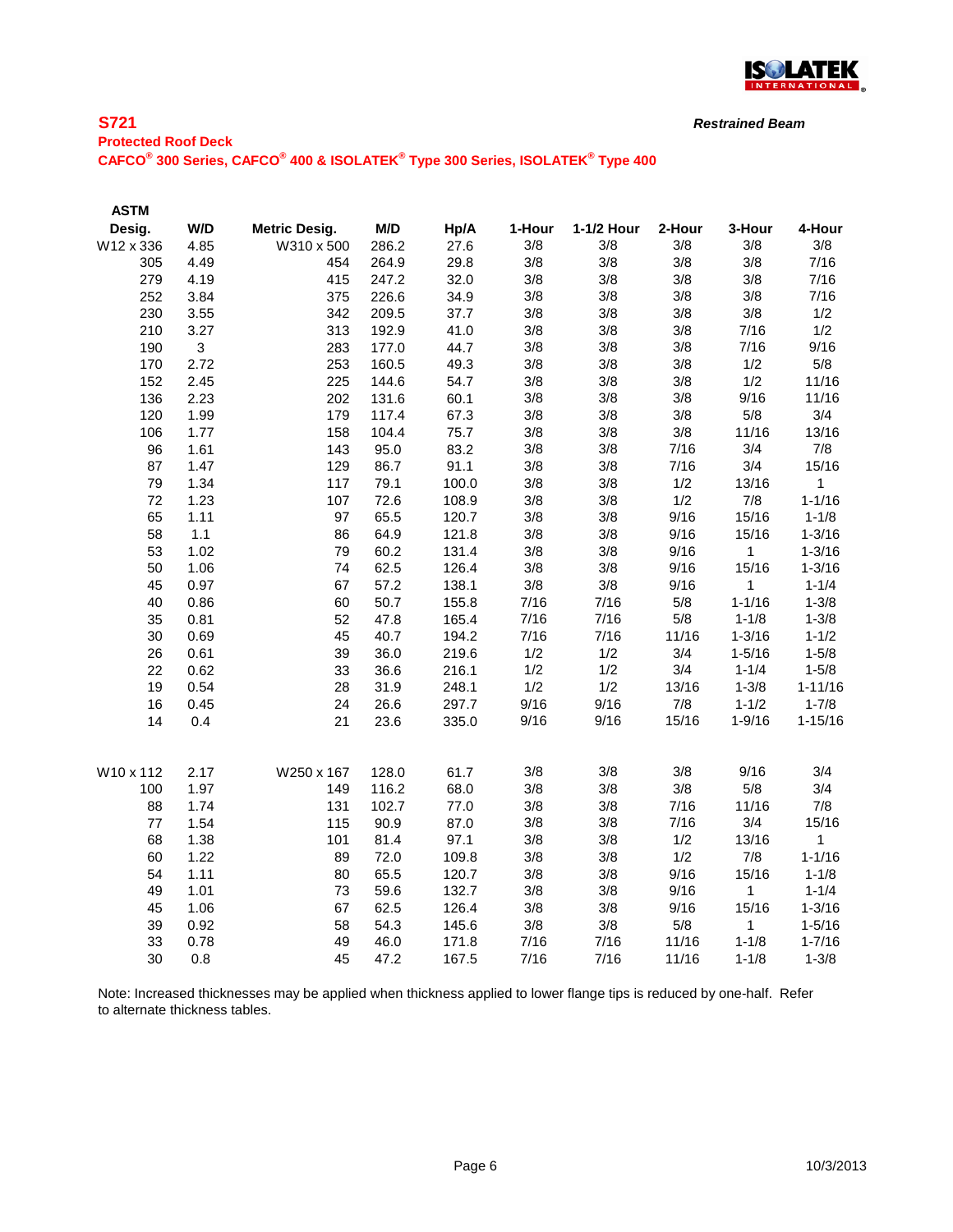# S721

***Restrained Beam***

**Protected Roof Deck**

**CAFCO® 300 Series, CAFCO® 400 & ISOLATEK® Type 300 Series, ISOLATEK® Type 400**

| ASTM Desig. | W/D | Metric Desig. | M/D | Hp/A | 1-Hour | 1-1/2 Hour | 2-Hour | 3-Hour | 4-Hour |
|---|---|---|---|---|---|---|---|---|---|
| W12 x 336 | 4.85 | W310 x 500 | 286.2 | 27.6 | 3/8 | 3/8 | 3/8 | 3/8 | 3/8 |
| 305 | 4.49 | 454 | 264.9 | 29.8 | 3/8 | 3/8 | 3/8 | 3/8 | 7/16 |
| 279 | 4.19 | 415 | 247.2 | 32.0 | 3/8 | 3/8 | 3/8 | 3/8 | 7/16 |
| 252 | 3.84 | 375 | 226.6 | 34.9 | 3/8 | 3/8 | 3/8 | 3/8 | 7/16 |
| 230 | 3.55 | 342 | 209.5 | 37.7 | 3/8 | 3/8 | 3/8 | 3/8 | 1/2 |
| 210 | 3.27 | 313 | 192.9 | 41.0 | 3/8 | 3/8 | 3/8 | 7/16 | 1/2 |
| 190 | 3 | 283 | 177.0 | 44.7 | 3/8 | 3/8 | 3/8 | 7/16 | 9/16 |
| 170 | 2.72 | 253 | 160.5 | 49.3 | 3/8 | 3/8 | 3/8 | 1/2 | 5/8 |
| 152 | 2.45 | 225 | 144.6 | 54.7 | 3/8 | 3/8 | 3/8 | 1/2 | 11/16 |
| 136 | 2.23 | 202 | 131.6 | 60.1 | 3/8 | 3/8 | 3/8 | 9/16 | 11/16 |
| 120 | 1.99 | 179 | 117.4 | 67.3 | 3/8 | 3/8 | 3/8 | 5/8 | 3/4 |
| 106 | 1.77 | 158 | 104.4 | 75.7 | 3/8 | 3/8 | 3/8 | 11/16 | 13/16 |
| 96 | 1.61 | 143 | 95.0 | 83.2 | 3/8 | 3/8 | 7/16 | 3/4 | 7/8 |
| 87 | 1.47 | 129 | 86.7 | 91.1 | 3/8 | 3/8 | 7/16 | 3/4 | 15/16 |
| 79 | 1.34 | 117 | 79.1 | 100.0 | 3/8 | 3/8 | 1/2 | 13/16 | 1 |
| 72 | 1.23 | 107 | 72.6 | 108.9 | 3/8 | 3/8 | 1/2 | 7/8 | 1-1/16 |
| 65 | 1.11 | 97 | 65.5 | 120.7 | 3/8 | 3/8 | 9/16 | 15/16 | 1-1/8 |
| 58 | 1.1 | 86 | 64.9 | 121.8 | 3/8 | 3/8 | 9/16 | 15/16 | 1-3/16 |
| 53 | 1.02 | 79 | 60.2 | 131.4 | 3/8 | 3/8 | 9/16 | 1 | 1-3/16 |
| 50 | 1.06 | 74 | 62.5 | 126.4 | 3/8 | 3/8 | 9/16 | 15/16 | 1-3/16 |
| 45 | 0.97 | 67 | 57.2 | 138.1 | 3/8 | 3/8 | 9/16 | 1 | 1-1/4 |
| 40 | 0.86 | 60 | 50.7 | 155.8 | 7/16 | 7/16 | 5/8 | 1-1/16 | 1-3/8 |
| 35 | 0.81 | 52 | 47.8 | 165.4 | 7/16 | 7/16 | 5/8 | 1-1/8 | 1-3/8 |
| 30 | 0.69 | 45 | 40.7 | 194.2 | 7/16 | 7/16 | 11/16 | 1-3/16 | 1-1/2 |
| 26 | 0.61 | 39 | 36.0 | 219.6 | 1/2 | 1/2 | 3/4 | 1-5/16 | 1-5/8 |
| 22 | 0.62 | 33 | 36.6 | 216.1 | 1/2 | 1/2 | 3/4 | 1-1/4 | 1-5/8 |
| 19 | 0.54 | 28 | 31.9 | 248.1 | 1/2 | 1/2 | 13/16 | 1-3/8 | 1-11/16 |
| 16 | 0.45 | 24 | 26.6 | 297.7 | 9/16 | 9/16 | 7/8 | 1-1/2 | 1-7/8 |
| 14 | 0.4 | 21 | 23.6 | 335.0 | 9/16 | 9/16 | 15/16 | 1-9/16 | 1-15/16 |
| | | | | | | | | | |
| W10 x 112 | 2.17 | W250 x 167 | 128.0 | 61.7 | 3/8 | 3/8 | 3/8 | 9/16 | 3/4 |
| 100 | 1.97 | 149 | 116.2 | 68.0 | 3/8 | 3/8 | 3/8 | 5/8 | 3/4 |
| 88 | 1.74 | 131 | 102.7 | 77.0 | 3/8 | 3/8 | 7/16 | 11/16 | 7/8 |
| 77 | 1.54 | 115 | 90.9 | 87.0 | 3/8 | 3/8 | 7/16 | 3/4 | 15/16 |
| 68 | 1.38 | 101 | 81.4 | 97.1 | 3/8 | 3/8 | 1/2 | 13/16 | 1 |
| 60 | 1.22 | 89 | 72.0 | 109.8 | 3/8 | 3/8 | 1/2 | 7/8 | 1-1/16 |
| 54 | 1.11 | 80 | 65.5 | 120.7 | 3/8 | 3/8 | 9/16 | 15/16 | 1-1/8 |
| 49 | 1.01 | 73 | 59.6 | 132.7 | 3/8 | 3/8 | 9/16 | 1 | 1-1/4 |
| 45 | 1.06 | 67 | 62.5 | 126.4 | 3/8 | 3/8 | 9/16 | 15/16 | 1-3/16 |
| 39 | 0.92 | 58 | 54.3 | 145.6 | 3/8 | 3/8 | 5/8 | 1 | 1-5/16 |
| 33 | 0.78 | 49 | 46.0 | 171.8 | 7/16 | 7/16 | 11/16 | 1-1/8 | 1-7/16 |
| 30 | 0.8 | 45 | 47.2 | 167.5 | 7/16 | 7/16 | 11/16 | 1-1/8 | 1-3/8 |

Note: Increased thicknesses may be applied when thickness applied to lower flange tips is reduced by one-half. Refer to alternate thickness tables.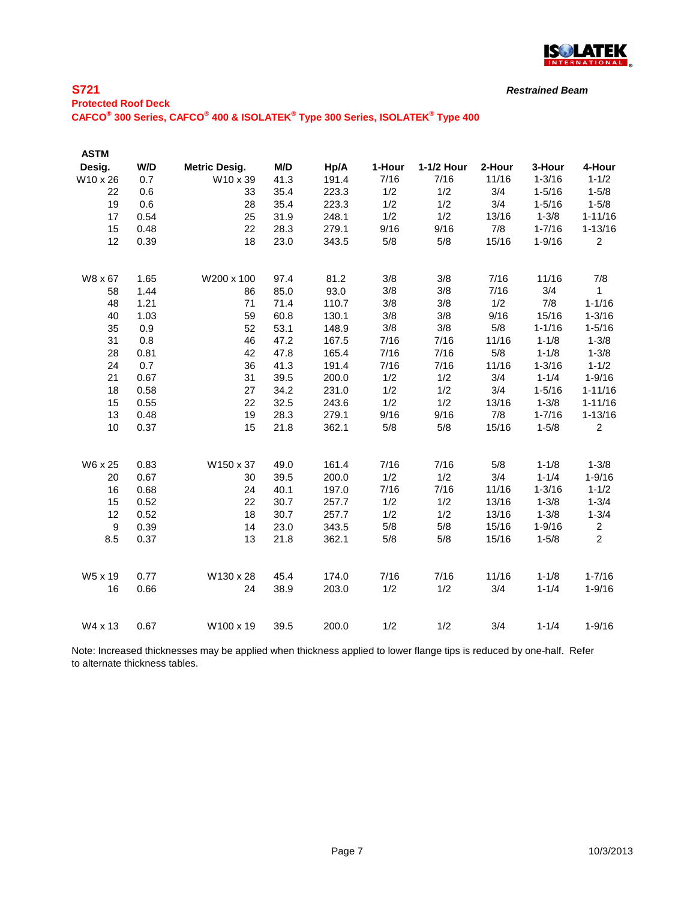## S721

***Restrained Beam***

**Protected Roof Deck**

**CAFCO® 300 Series, CAFCO® 400 & ISOLATEK® Type 300 Series, ISOLATEK® Type 400**

| ASTM Desig. | W/D | Metric Desig. | M/D | Hp/A | 1-Hour | 1-1/2 Hour | 2-Hour | 3-Hour | 4-Hour |
|---|---|---|---|---|---|---|---|---|---|
| W10 x 26 | 0.7 | W10 x 39 | 41.3 | 191.4 | 7/16 | 7/16 | 11/16 | 1-3/16 | 1-1/2 |
| 22 | 0.6 | 33 | 35.4 | 223.3 | 1/2 | 1/2 | 3/4 | 1-5/16 | 1-5/8 |
| 19 | 0.6 | 28 | 35.4 | 223.3 | 1/2 | 1/2 | 3/4 | 1-5/16 | 1-5/8 |
| 17 | 0.54 | 25 | 31.9 | 248.1 | 1/2 | 1/2 | 13/16 | 1-3/8 | 1-11/16 |
| 15 | 0.48 | 22 | 28.3 | 279.1 | 9/16 | 9/16 | 7/8 | 1-7/16 | 1-13/16 |
| 12 | 0.39 | 18 | 23.0 | 343.5 | 5/8 | 5/8 | 15/16 | 1-9/16 | 2 |
| | | | | | | | | | |
| W8 x 67 | 1.65 | W200 x 100 | 97.4 | 81.2 | 3/8 | 3/8 | 7/16 | 11/16 | 7/8 |
| 58 | 1.44 | 86 | 85.0 | 93.0 | 3/8 | 3/8 | 7/16 | 3/4 | 1 |
| 48 | 1.21 | 71 | 71.4 | 110.7 | 3/8 | 3/8 | 1/2 | 7/8 | 1-1/16 |
| 40 | 1.03 | 59 | 60.8 | 130.1 | 3/8 | 3/8 | 9/16 | 15/16 | 1-3/16 |
| 35 | 0.9 | 52 | 53.1 | 148.9 | 3/8 | 3/8 | 5/8 | 1-1/16 | 1-5/16 |
| 31 | 0.8 | 46 | 47.2 | 167.5 | 7/16 | 7/16 | 11/16 | 1-1/8 | 1-3/8 |
| 28 | 0.81 | 42 | 47.8 | 165.4 | 7/16 | 7/16 | 5/8 | 1-1/8 | 1-3/8 |
| 24 | 0.7 | 36 | 41.3 | 191.4 | 7/16 | 7/16 | 11/16 | 1-3/16 | 1-1/2 |
| 21 | 0.67 | 31 | 39.5 | 200.0 | 1/2 | 1/2 | 3/4 | 1-1/4 | 1-9/16 |
| 18 | 0.58 | 27 | 34.2 | 231.0 | 1/2 | 1/2 | 3/4 | 1-5/16 | 1-11/16 |
| 15 | 0.55 | 22 | 32.5 | 243.6 | 1/2 | 1/2 | 13/16 | 1-3/8 | 1-11/16 |
| 13 | 0.48 | 19 | 28.3 | 279.1 | 9/16 | 9/16 | 7/8 | 1-7/16 | 1-13/16 |
| 10 | 0.37 | 15 | 21.8 | 362.1 | 5/8 | 5/8 | 15/16 | 1-5/8 | 2 |
| | | | | | | | | | |
| W6 x 25 | 0.83 | W150 x 37 | 49.0 | 161.4 | 7/16 | 7/16 | 5/8 | 1-1/8 | 1-3/8 |
| 20 | 0.67 | 30 | 39.5 | 200.0 | 1/2 | 1/2 | 3/4 | 1-1/4 | 1-9/16 |
| 16 | 0.68 | 24 | 40.1 | 197.0 | 7/16 | 7/16 | 11/16 | 1-3/16 | 1-1/2 |
| 15 | 0.52 | 22 | 30.7 | 257.7 | 1/2 | 1/2 | 13/16 | 1-3/8 | 1-3/4 |
| 12 | 0.52 | 18 | 30.7 | 257.7 | 1/2 | 1/2 | 13/16 | 1-3/8 | 1-3/4 |
| 9 | 0.39 | 14 | 23.0 | 343.5 | 5/8 | 5/8 | 15/16 | 1-9/16 | 2 |
| 8.5 | 0.37 | 13 | 21.8 | 362.1 | 5/8 | 5/8 | 15/16 | 1-5/8 | 2 |
| | | | | | | | | | |
| W5 x 19 | 0.77 | W130 x 28 | 45.4 | 174.0 | 7/16 | 7/16 | 11/16 | 1-1/8 | 1-7/16 |
| 16 | 0.66 | 24 | 38.9 | 203.0 | 1/2 | 1/2 | 3/4 | 1-1/4 | 1-9/16 |
| | | | | | | | | | |
| W4 x 13 | 0.67 | W100 x 19 | 39.5 | 200.0 | 1/2 | 1/2 | 3/4 | 1-1/4 | 1-9/16 |

Note: Increased thicknesses may be applied when thickness applied to lower flange tips is reduced by one-half. Refer to alternate thickness tables.

10/3/2013